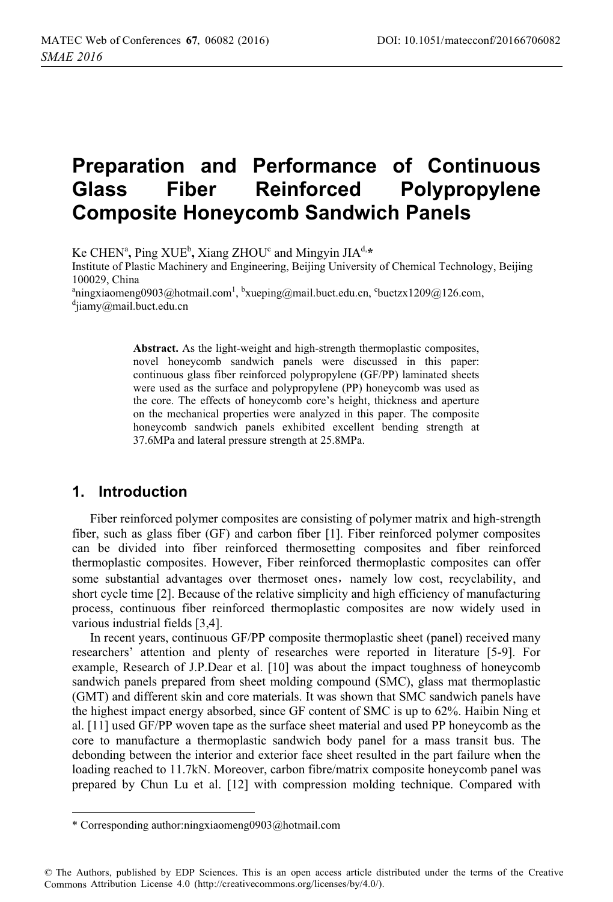# Preparation and Performance of Continuous Glass Fiber Reinforced Polypropylene Composite Honeycomb Sandwich Panels

Ke CHEN[a], Ping XUE[b], Xiang ZHOU[c] and Mingyin JIA[d,*]

Institute of Plastic Machinery and Engineering, Beijing University of Chemical Technology, Beijing 100029, China

[a]ningxiaomeng0903@hotmail.com[1], [b]xueping@mail.buct.edu.cn, [c]buctzx1209@126.com, [d]jiamy@mail.buct.edu.cn

**Abstract.** As the light-weight and high-strength thermoplastic composites, novel honeycomb sandwich panels were discussed in this paper: continuous glass fiber reinforced polypropylene (GF/PP) laminated sheets were used as the surface and polypropylene (PP) honeycomb was used as the core. The effects of honeycomb core's height, thickness and aperture on the mechanical properties were analyzed in this paper. The composite honeycomb sandwich panels exhibited excellent bending strength at 37.6MPa and lateral pressure strength at 25.8MPa.

## 1. Introduction

Fiber reinforced polymer composites are consisting of polymer matrix and high-strength fiber, such as glass fiber (GF) and carbon fiber [1]. Fiber reinforced polymer composites can be divided into fiber reinforced thermosetting composites and fiber reinforced thermoplastic composites. However, Fiber reinforced thermoplastic composites can offer some substantial advantages over thermoset ones，namely low cost, recyclability, and short cycle time [2]. Because of the relative simplicity and high efficiency of manufacturing process, continuous fiber reinforced thermoplastic composites are now widely used in various industrial fields [3,4].

In recent years, continuous GF/PP composite thermoplastic sheet (panel) received many researchers' attention and plenty of researches were reported in literature [5-9]. For example, Research of J.P.Dear et al. [10] was about the impact toughness of honeycomb sandwich panels prepared from sheet molding compound (SMC), glass mat thermoplastic (GMT) and different skin and core materials. It was shown that SMC sandwich panels have the highest impact energy absorbed, since GF content of SMC is up to 62%. Haibin Ning et al. [11] used GF/PP woven tape as the surface sheet material and used PP honeycomb as the core to manufacture a thermoplastic sandwich body panel for a mass transit bus. The debonding between the interior and exterior face sheet resulted in the part failure when the loading reached to 11.7kN. Moreover, carbon fibre/matrix composite honeycomb panel was prepared by Chun Lu et al. [12] with compression molding technique. Compared with

* Corresponding author:ningxiaomeng0903@hotmail.com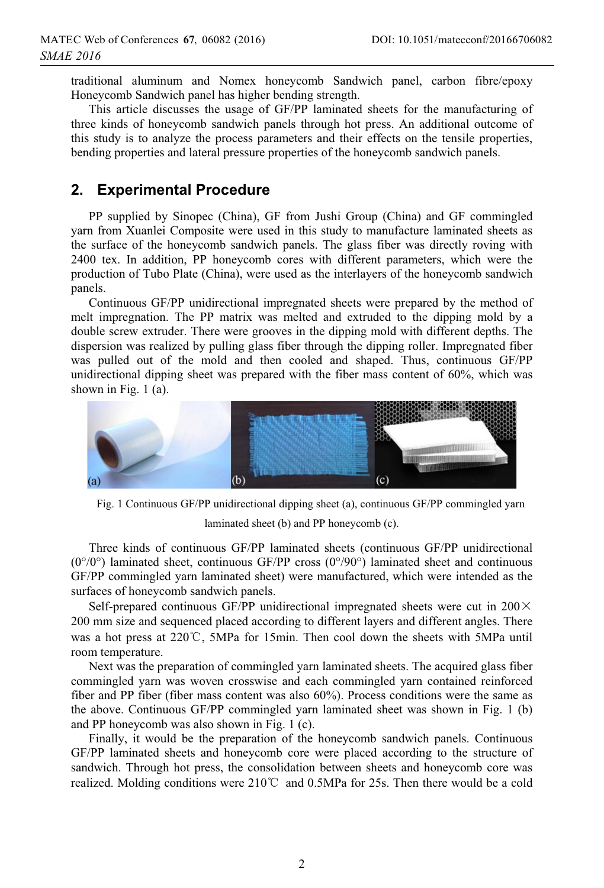traditional aluminum and Nomex honeycomb Sandwich panel, carbon fibre/epoxy Honeycomb Sandwich panel has higher bending strength.

This article discusses the usage of GF/PP laminated sheets for the manufacturing of three kinds of honeycomb sandwich panels through hot press. An additional outcome of this study is to analyze the process parameters and their effects on the tensile properties, bending properties and lateral pressure properties of the honeycomb sandwich panels.

## 2. Experimental Procedure

PP supplied by Sinopec (China), GF from Jushi Group (China) and GF commingled yarn from Xuanlei Composite were used in this study to manufacture laminated sheets as the surface of the honeycomb sandwich panels. The glass fiber was directly roving with 2400 tex. In addition, PP honeycomb cores with different parameters, which were the production of Tubo Plate (China), were used as the interlayers of the honeycomb sandwich panels.

Continuous GF/PP unidirectional impregnated sheets were prepared by the method of melt impregnation. The PP matrix was melted and extruded to the dipping mold by a double screw extruder. There were grooves in the dipping mold with different depths. The dispersion was realized by pulling glass fiber through the dipping roller. Impregnated fiber was pulled out of the mold and then cooled and shaped. Thus, continuous GF/PP unidirectional dipping sheet was prepared with the fiber mass content of 60%, which was shown in Fig. 1 (a).

Fig. 1 Continuous GF/PP unidirectional dipping sheet (a), continuous GF/PP commingled yarn laminated sheet (b) and PP honeycomb (c).

Three kinds of continuous GF/PP laminated sheets (continuous GF/PP unidirectional (0°/0°) laminated sheet, continuous GF/PP cross (0°/90°) laminated sheet and continuous GF/PP commingled yarn laminated sheet) were manufactured, which were intended as the surfaces of honeycomb sandwich panels.

Self-prepared continuous GF/PP unidirectional impregnated sheets were cut in 200× 200 mm size and sequenced placed according to different layers and different angles. There was a hot press at 220℃, 5MPa for 15min. Then cool down the sheets with 5MPa until room temperature.

Next was the preparation of commingled yarn laminated sheets. The acquired glass fiber commingled yarn was woven crosswise and each commingled yarn contained reinforced fiber and PP fiber (fiber mass content was also 60%). Process conditions were the same as the above. Continuous GF/PP commingled yarn laminated sheet was shown in Fig. 1 (b) and PP honeycomb was also shown in Fig. 1 (c).

Finally, it would be the preparation of the honeycomb sandwich panels. Continuous GF/PP laminated sheets and honeycomb core were placed according to the structure of sandwich. Through hot press, the consolidation between sheets and honeycomb core was realized. Molding conditions were 210℃ and 0.5MPa for 25s. Then there would be a cold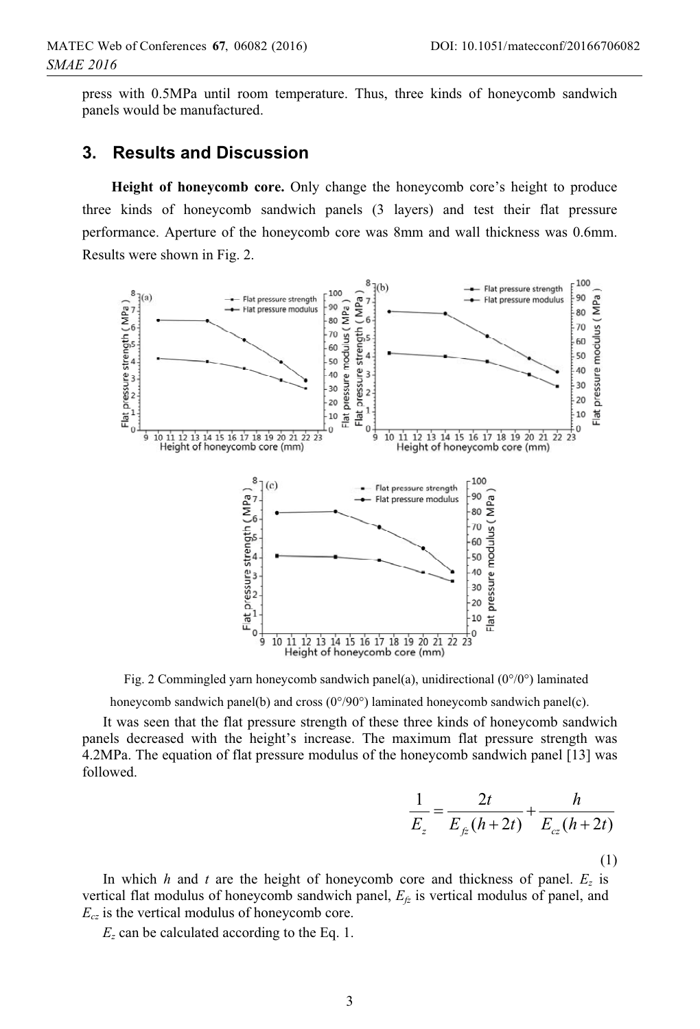press with 0.5MPa until room temperature. Thus, three kinds of honeycomb sandwich panels would be manufactured.

## 3. Results and Discussion

**Height of honeycomb core.** Only change the honeycomb core's height to produce three kinds of honeycomb sandwich panels (3 layers) and test their flat pressure performance. Aperture of the honeycomb core was 8mm and wall thickness was 0.6mm. Results were shown in Fig. 2.

Fig. 2 Commingled yarn honeycomb sandwich panel(a), unidirectional (0°/0°) laminated honeycomb sandwich panel(b) and cross (0°/90°) laminated honeycomb sandwich panel(c).

It was seen that the flat pressure strength of these three kinds of honeycomb sandwich panels decreased with the height's increase. The maximum flat pressure strength was 4.2MPa. The equation of flat pressure modulus of the honeycomb sandwich panel [13] was followed.

$$\frac{1}{E_z} = \frac{2t}{E_{fz}(h+2t)} + \frac{h}{E_{cz}(h+2t)} \tag{1}$$

In which $h$ and $t$ are the height of honeycomb core and thickness of panel. $E_z$ is vertical flat modulus of honeycomb sandwich panel, $E_{fz}$ is vertical modulus of panel, and $E_{cz}$ is the vertical modulus of honeycomb core.

$E_z$ can be calculated according to the Eq. 1.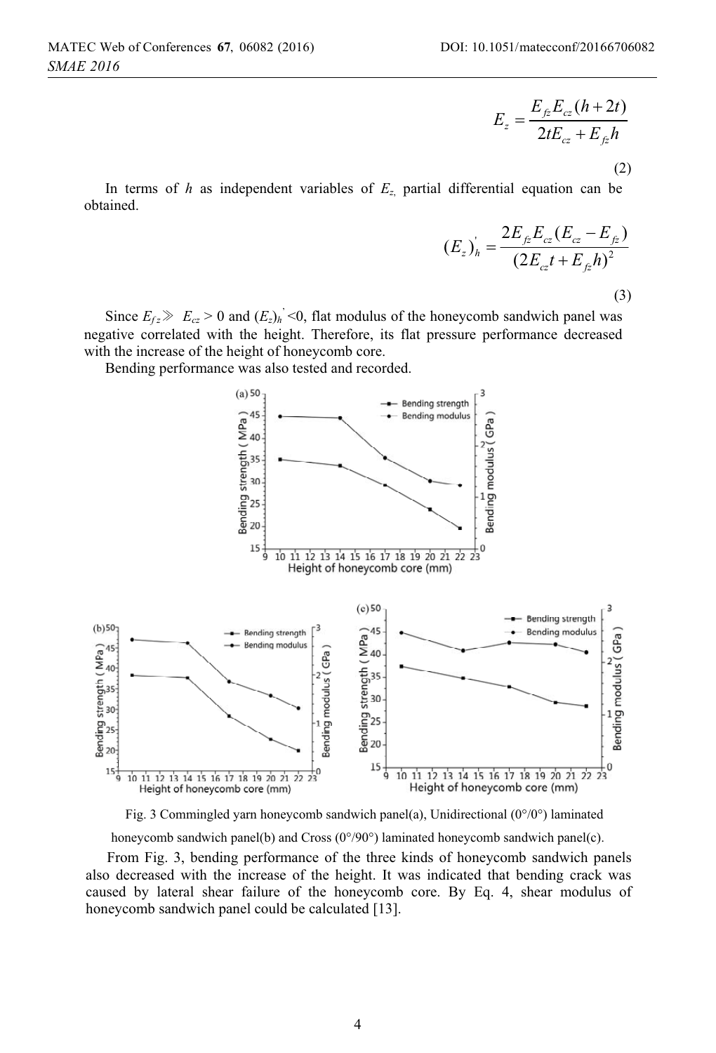$$E_z = \frac{E_{fz} E_{cz} (h + 2t)}{2tE_{cz} + E_{fz} h} \tag{2}$$

In terms of $h$ as independent variables of $E_z$, partial differential equation can be obtained.

$$(E_z)_h^{'} = \frac{2E_{fz} E_{cz} (E_{cz} - E_{fz})}{(2E_{cz} t + E_{fz} h)^2} \tag{3}$$

Since $E_{fz} \gg E_{cz} > 0$ and $(E_z)_h^{'} < 0$, flat modulus of the honeycomb sandwich panel was negative correlated with the height. Therefore, its flat pressure performance decreased with the increase of the height of honeycomb core.

Bending performance was also tested and recorded.

Fig. 3 Commingled yarn honeycomb sandwich panel(a), Unidirectional (0°/0°) laminated honeycomb sandwich panel(b) and Cross (0°/90°) laminated honeycomb sandwich panel(c).

From Fig. 3, bending performance of the three kinds of honeycomb sandwich panels also decreased with the increase of the height. It was indicated that bending crack was caused by lateral shear failure of the honeycomb core. By Eq. 4, shear modulus of honeycomb sandwich panel could be calculated [13].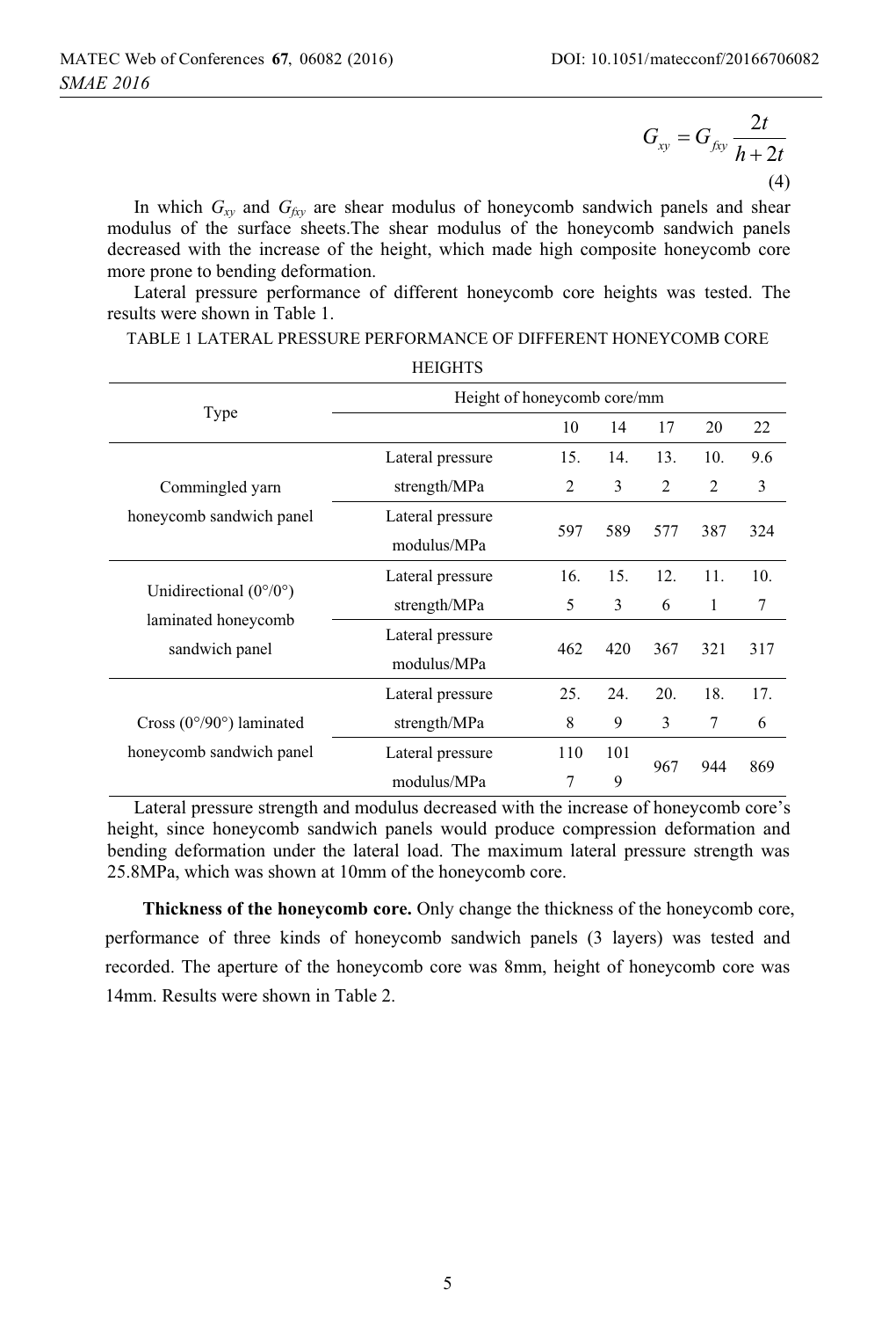$$G_{xy} = G_{fxy} \frac{2t}{h+2t} \tag{4}$$

In which $G_{xy}$ and $G_{fxy}$ are shear modulus of honeycomb sandwich panels and shear modulus of the surface sheets.The shear modulus of the honeycomb sandwich panels decreased with the increase of the height, which made high composite honeycomb core more prone to bending deformation.

Lateral pressure performance of different honeycomb core heights was tested. The results were shown in Table 1.

TABLE 1 LATERAL PRESSURE PERFORMANCE OF DIFFERENT HONEYCOMB CORE HEIGHTS

| Type | | Height of honeycomb core/mm | | | | |
|---|---|---|---|---|---|---|
| | | 10 | 14 | 17 | 20 | 22 |
| Commingled yarn honeycomb sandwich panel | Lateral pressure strength/MPa | 15.2 | 14.3 | 13.2 | 10.2 | 9.63 |
| | Lateral pressure modulus/MPa | 597 | 589 | 577 | 387 | 324 |
| Unidirectional (0°/0°) laminated honeycomb sandwich panel | Lateral pressure strength/MPa | 16.5 | 15.3 | 12.6 | 11.1 | 10.7 |
| | Lateral pressure modulus/MPa | 462 | 420 | 367 | 321 | 317 |
| Cross (0°/90°) laminated honeycomb sandwich panel | Lateral pressure strength/MPa | 25.8 | 24.9 | 20.3 | 18.7 | 17.6 |
| | Lateral pressure modulus/MPa | 1107 | 1019 | 967 | 944 | 869 |

Lateral pressure strength and modulus decreased with the increase of honeycomb core's height, since honeycomb sandwich panels would produce compression deformation and bending deformation under the lateral load. The maximum lateral pressure strength was 25.8MPa, which was shown at 10mm of the honeycomb core.

**Thickness of the honeycomb core.** Only change the thickness of the honeycomb core, performance of three kinds of honeycomb sandwich panels (3 layers) was tested and recorded. The aperture of the honeycomb core was 8mm, height of honeycomb core was 14mm. Results were shown in Table 2.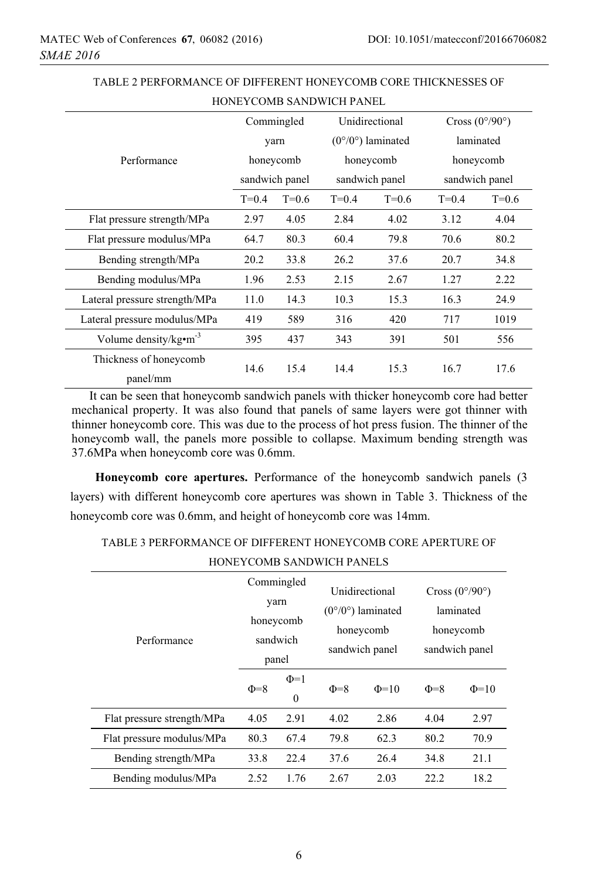TABLE 2 PERFORMANCE OF DIFFERENT HONEYCOMB CORE THICKNESSES OF HONEYCOMB SANDWICH PANEL

| Performance | Commingled yarn honeycomb sandwich panel | | Unidirectional (0°/0°) laminated honeycomb sandwich panel | | Cross (0°/90°) laminated honeycomb sandwich panel | |
|---|---|---|---|---|---|---|
| | T=0.4 | T=0.6 | T=0.4 | T=0.6 | T=0.4 | T=0.6 |
| Flat pressure strength/MPa | 2.97 | 4.05 | 2.84 | 4.02 | 3.12 | 4.04 |
| Flat pressure modulus/MPa | 64.7 | 80.3 | 60.4 | 79.8 | 70.6 | 80.2 |
| Bending strength/MPa | 20.2 | 33.8 | 26.2 | 37.6 | 20.7 | 34.8 |
| Bending modulus/MPa | 1.96 | 2.53 | 2.15 | 2.67 | 1.27 | 2.22 |
| Lateral pressure strength/MPa | 11.0 | 14.3 | 10.3 | 15.3 | 16.3 | 24.9 |
| Lateral pressure modulus/MPa | 419 | 589 | 316 | 420 | 717 | 1019 |
| Volume density/kg•m$^{-3}$ | 395 | 437 | 343 | 391 | 501 | 556 |
| Thickness of honeycomb panel/mm | 14.6 | 15.4 | 14.4 | 15.3 | 16.7 | 17.6 |

It can be seen that honeycomb sandwich panels with thicker honeycomb core had better mechanical property. It was also found that panels of same layers were got thinner with thinner honeycomb core. This was due to the process of hot press fusion. The thinner of the honeycomb wall, the panels more possible to collapse. Maximum bending strength was 37.6MPa when honeycomb core was 0.6mm.

**Honeycomb core apertures.** Performance of the honeycomb sandwich panels (3 layers) with different honeycomb core apertures was shown in Table 3. Thickness of the honeycomb core was 0.6mm, and height of honeycomb core was 14mm.

TABLE 3 PERFORMANCE OF DIFFERENT HONEYCOMB CORE APERTURE OF HONEYCOMB SANDWICH PANELS

| Performance | Commingled yarn honeycomb sandwich panel | | Unidirectional (0°/0°) laminated honeycomb sandwich panel | | Cross (0°/90°) laminated honeycomb sandwich panel | |
|---|---|---|---|---|---|---|
| | Φ=8 | Φ=10 | Φ=8 | Φ=10 | Φ=8 | Φ=10 |
| Flat pressure strength/MPa | 4.05 | 2.91 | 4.02 | 2.86 | 4.04 | 2.97 |
| Flat pressure modulus/MPa | 80.3 | 67.4 | 79.8 | 62.3 | 80.2 | 70.9 |
| Bending strength/MPa | 33.8 | 22.4 | 37.6 | 26.4 | 34.8 | 21.1 |
| Bending modulus/MPa | 2.52 | 1.76 | 2.67 | 2.03 | 22.2 | 18.2 |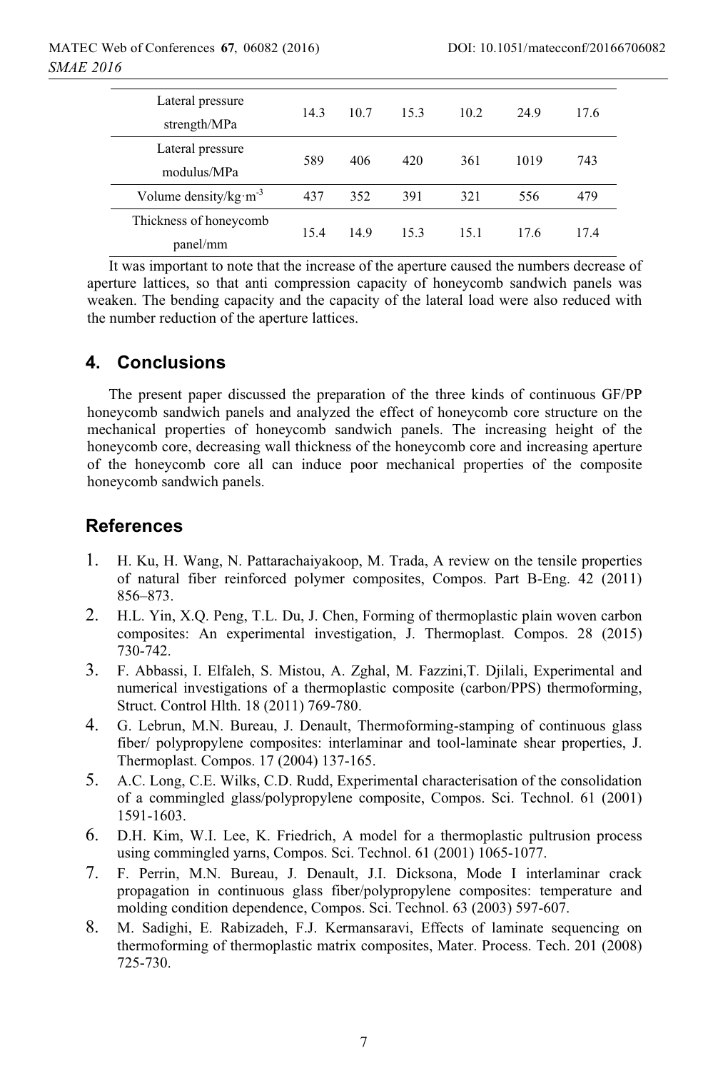| Lateral pressure strength/MPa | 14.3 | 10.7 | 15.3 | 10.2 | 24.9 | 17.6 |
| --- | --- | --- | --- | --- | --- | --- |
| Lateral pressure modulus/MPa | 589 | 406 | 420 | 361 | 1019 | 743 |
| Volume density/kg·m$^{-3}$ | 437 | 352 | 391 | 321 | 556 | 479 |
| Thickness of honeycomb panel/mm | 15.4 | 14.9 | 15.3 | 15.1 | 17.6 | 17.4 |

It was important to note that the increase of the aperture caused the numbers decrease of aperture lattices, so that anti compression capacity of honeycomb sandwich panels was weaken. The bending capacity and the capacity of the lateral load were also reduced with the number reduction of the aperture lattices.

## 4. Conclusions

The present paper discussed the preparation of the three kinds of continuous GF/PP honeycomb sandwich panels and analyzed the effect of honeycomb core structure on the mechanical properties of honeycomb sandwich panels. The increasing height of the honeycomb core, decreasing wall thickness of the honeycomb core and increasing aperture of the honeycomb core all can induce poor mechanical properties of the composite honeycomb sandwich panels.

## References

1. H. Ku, H. Wang, N. Pattarachaiyakoop, M. Trada, A review on the tensile properties of natural fiber reinforced polymer composites, Compos. Part B-Eng. 42 (2011) 856–873.
2. H.L. Yin, X.Q. Peng, T.L. Du, J. Chen, Forming of thermoplastic plain woven carbon composites: An experimental investigation, J. Thermoplast. Compos. 28 (2015) 730-742.
3. F. Abbassi, I. Elfaleh, S. Mistou, A. Zghal, M. Fazzini,T. Djilali, Experimental and numerical investigations of a thermoplastic composite (carbon/PPS) thermoforming, Struct. Control Hlth. 18 (2011) 769-780.
4. G. Lebrun, M.N. Bureau, J. Denault, Thermoforming-stamping of continuous glass fiber/ polypropylene composites: interlaminar and tool-laminate shear properties, J. Thermoplast. Compos. 17 (2004) 137-165.
5. A.C. Long, C.E. Wilks, C.D. Rudd, Experimental characterisation of the consolidation of a commingled glass/polypropylene composite, Compos. Sci. Technol. 61 (2001) 1591-1603.
6. D.H. Kim, W.I. Lee, K. Friedrich, A model for a thermoplastic pultrusion process using commingled yarns, Compos. Sci. Technol. 61 (2001) 1065-1077.
7. F. Perrin, M.N. Bureau, J. Denault, J.I. Dicksona, Mode I interlaminar crack propagation in continuous glass fiber/polypropylene composites: temperature and molding condition dependence, Compos. Sci. Technol. 63 (2003) 597-607.
8. M. Sadighi, E. Rabizadeh, F.J. Kermansaravi, Effects of laminate sequencing on thermoforming of thermoplastic matrix composites, Mater. Process. Tech. 201 (2008) 725-730.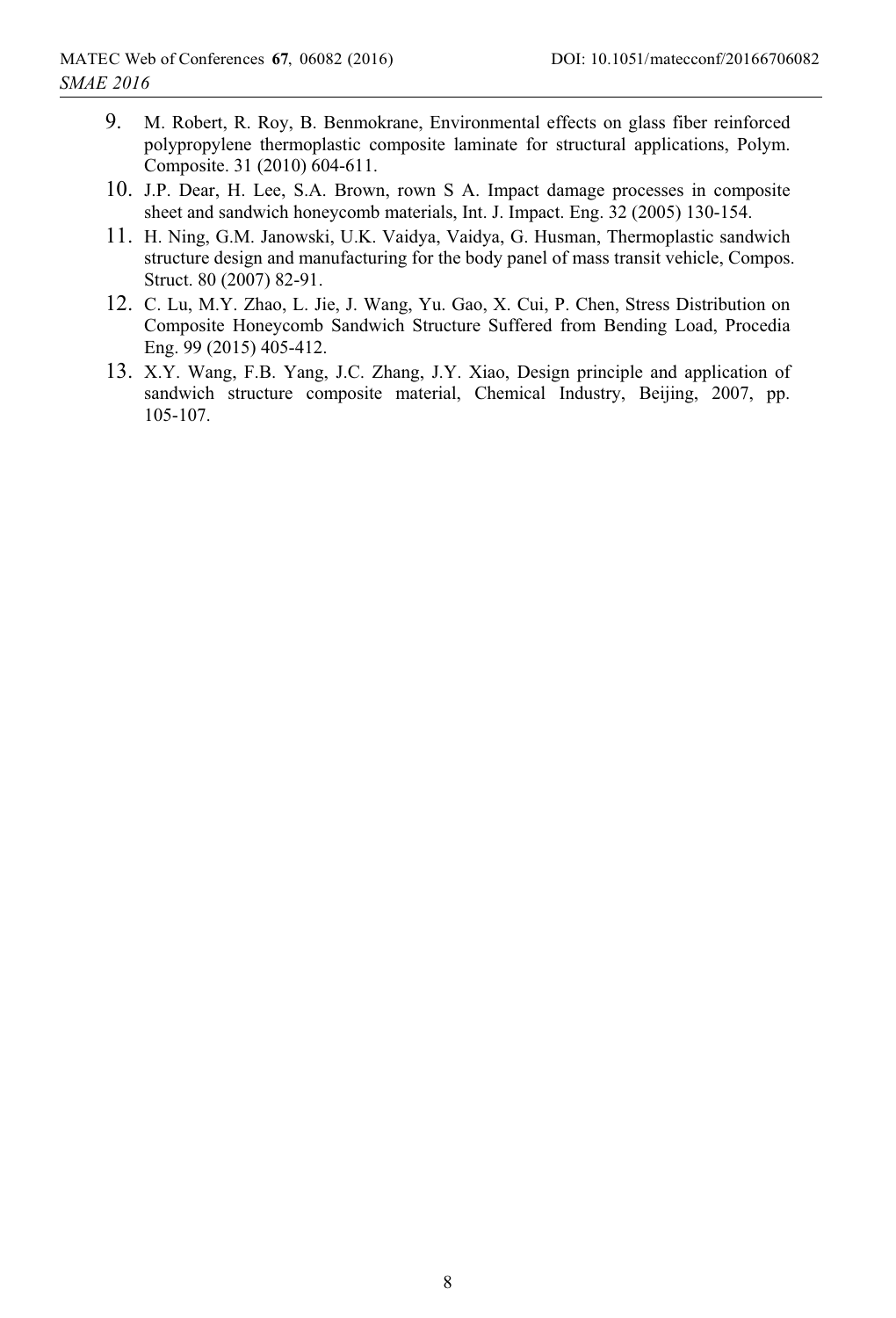9. M. Robert, R. Roy, B. Benmokrane, Environmental effects on glass fiber reinforced polypropylene thermoplastic composite laminate for structural applications, Polym. Composite. 31 (2010) 604-611.
10. J.P. Dear, H. Lee, S.A. Brown, rown S A. Impact damage processes in composite sheet and sandwich honeycomb materials, Int. J. Impact. Eng. 32 (2005) 130-154.
11. H. Ning, G.M. Janowski, U.K. Vaidya, Vaidya, G. Husman, Thermoplastic sandwich structure design and manufacturing for the body panel of mass transit vehicle, Compos. Struct. 80 (2007) 82-91.
12. C. Lu, M.Y. Zhao, L. Jie, J. Wang, Yu. Gao, X. Cui, P. Chen, Stress Distribution on Composite Honeycomb Sandwich Structure Suffered from Bending Load, Procedia Eng. 99 (2015) 405-412.
13. X.Y. Wang, F.B. Yang, J.C. Zhang, J.Y. Xiao, Design principle and application of sandwich structure composite material, Chemical Industry, Beijing, 2007, pp. 105-107.